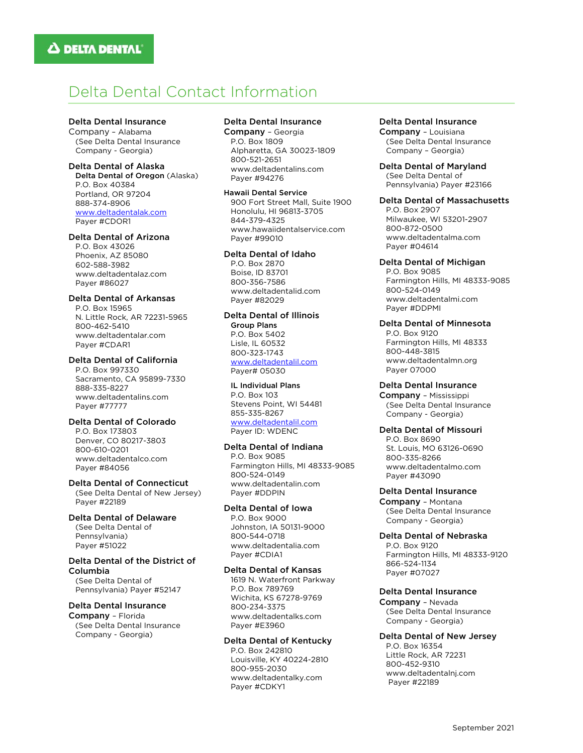DELTA DENTAL

# Delta Dental Contact Information

**Delta Dental Insurance Company** – Alabama
(See Delta Dental Insurance Company - Georgia)

**Delta Dental of Alaska**
**Delta Dental of Oregon** (Alaska)
P.O. Box 40384
Portland, OR 97204
888-374-8906
www.deltadentalak.com
Payer #CDOR1

**Delta Dental of Arizona**
P.O. Box 43026
Phoenix, AZ 85080
602-588-3982
www.deltadentalaz.com
Payer #86027

**Delta Dental of Arkansas**
P.O. Box 15965
N. Little Rock, AR 72231-5965
800-462-5410
www.deltadentalar.com
Payer #CDAR1

**Delta Dental of California**
P.O. Box 997330
Sacramento, CA 95899-7330
888-335-8227
www.deltadentalins.com
Payer #77777

**Delta Dental of Colorado**
P.O. Box 173803
Denver, CO 80217-3803
800-610-0201
www.deltadentalco.com
Payer #84056

**Delta Dental of Connecticut**
(See Delta Dental of New Jersey)
Payer #22189

**Delta Dental of Delaware**
(See Delta Dental of Pennsylvania)
Payer #51022

**Delta Dental of the District of Columbia**
(See Delta Dental of Pennsylvania) Payer #52147

**Delta Dental Insurance Company** – Florida
(See Delta Dental Insurance Company - Georgia)

**Delta Dental Insurance Company** – Georgia
P.O. Box 1809
Alpharetta, GA 30023-1809
800-521-2651
www.deltadentalins.com
Payer #94276

**Hawaii Dental Service**
900 Fort Street Mall, Suite 1900
Honolulu, HI 96813-3705
844-379-4325
www.hawaiidentalservice.com
Payer #99010

**Delta Dental of Idaho**
P.O. Box 2870
Boise, ID 83701
800-356-7586
www.deltadentalid.com
Payer #82029

**Delta Dental of Illinois**

**Group Plans**
P.O. Box 5402
Lisle, IL 60532
800-323-1743
www.deltadentalil.com
Payer# 05030

**IL Individual Plans**
P.O. Box 103
Stevens Point, WI 54481
855-335-8267
www.deltadentalil.com
Payer ID: WDENC

**Delta Dental of Indiana**
P.O. Box 9085
Farmington Hills, MI 48333-9085
800-524-0149
www.deltadentalin.com
Payer #DDPIN

**Delta Dental of Iowa**
P.O. Box 9000
Johnston, IA 50131-9000
800-544-0718
www.deltadentalia.com
Payer #CDIA1

**Delta Dental of Kansas**
1619 N. Waterfront Parkway
P.O. Box 789769
Wichita, KS 67278-9769
800-234-3375
www.deltadentalks.com
Payer #E3960

**Delta Dental of Kentucky**
P.O. Box 242810
Louisville, KY 40224-2810
800-955-2030
www.deltadentalky.com
Payer #CDKY1

**Delta Dental Insurance Company** – Louisiana
(See Delta Dental Insurance Company – Georgia)

**Delta Dental of Maryland**
(See Delta Dental of Pennsylvania) Payer #23166

**Delta Dental of Massachusetts**
P.O. Box 2907
Milwaukee, WI 53201-2907
800-872-0500
www.deltadentalma.com
Payer #04614

**Delta Dental of Michigan**
P.O. Box 9085
Farmington Hills, MI 48333-9085
800-524-0149
www.deltadentalmi.com
Payer #DDPMI

**Delta Dental of Minnesota**
P.O. Box 9120
Farmington Hills, MI 48333
800-448-3815
www.deltadentalmn.org
Payer 07000

**Delta Dental Insurance Company** – Mississippi
(See Delta Dental Insurance Company - Georgia)

**Delta Dental of Missouri**
P.O. Box 8690
St. Louis, MO 63126-0690
800-335-8266
www.deltadentalmo.com
Payer #43090

**Delta Dental Insurance Company** – Montana
(See Delta Dental Insurance Company - Georgia)

**Delta Dental of Nebraska**
P.O. Box 9120
Farmington Hills, MI 48333-9120
866-524-1134
Payer #07027

**Delta Dental Insurance Company** – Nevada
(See Delta Dental Insurance Company - Georgia)

**Delta Dental of New Jersey**
P.O. Box 16354
Little Rock, AR 72231
800-452-9310
www.deltadentalnj.com
Payer #22189

September 2021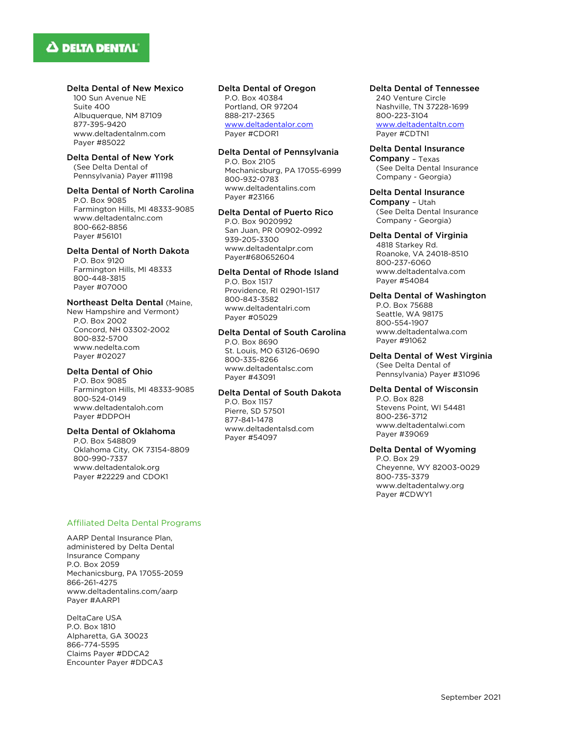**Delta Dental of New Mexico**
100 Sun Avenue NE
Suite 400
Albuquerque, NM 87109
877-395-9420
www.deltadentalnm.com
Payer #85022

**Delta Dental of New York**
(See Delta Dental of Pennsylvania) Payer #11198

**Delta Dental of North Carolina**
P.O. Box 9085
Farmington Hills, MI 48333-9085
www.deltadentalnc.com
800-662-8856
Payer #56101

**Delta Dental of North Dakota**
P.O. Box 9120
Farmington Hills, MI 48333
800-448-3815
Payer #07000

**Northeast Delta Dental** (Maine, New Hampshire and Vermont)
P.O. Box 2002
Concord, NH 03302-2002
800-832-5700
www.nedelta.com
Payer #02027

**Delta Dental of Ohio**
P.O. Box 9085
Farmington Hills, MI 48333-9085
800-524-0149
www.deltadentaloh.com
Payer #DDPOH

**Delta Dental of Oklahoma**
P.O. Box 548809
Oklahoma City, OK 73154-8809
800-990-7337
www.deltadentalok.org
Payer #22229 and CDOK1

**Delta Dental of Oregon**
P.O. Box 40384
Portland, OR 97204
888-217-2365
www.deltadentalor.com
Payer #CDOR1

**Delta Dental of Pennsylvania**
P.O. Box 2105
Mechanicsburg, PA 17055-6999
800-932-0783
www.deltadentalins.com
Payer #23166

**Delta Dental of Puerto Rico**
P.O. Box 9020992
San Juan, PR 00902-0992
939-205-3300
www.deltadentalpr.com
Payer#680652604

**Delta Dental of Rhode Island**
P.O. Box 1517
Providence, RI 02901-1517
800-843-3582
www.deltadentalri.com
Payer #05029

**Delta Dental of South Carolina**
P.O. Box 8690
St. Louis, MO 63126-0690
800-335-8266
www.deltadentalsc.com
Payer #43091

**Delta Dental of South Dakota**
P.O. Box 1157
Pierre, SD 57501
877-841-1478
www.deltadentalsd.com
Payer #54097

**Delta Dental of Tennessee**
240 Venture Circle
Nashville, TN 37228-1699
800-223-3104
www.deltadentaltn.com
Payer #CDTN1

**Delta Dental Insurance Company** – Texas
(See Delta Dental Insurance Company - Georgia)

**Delta Dental Insurance Company** – Utah
(See Delta Dental Insurance Company - Georgia)

**Delta Dental of Virginia**
4818 Starkey Rd.
Roanoke, VA 24018-8510
800-237-6060
www.deltadentalva.com
Payer #54084

**Delta Dental of Washington**
P.O. Box 75688
Seattle, WA 98175
800-554-1907
www.deltadentalwa.com
Payer #91062

**Delta Dental of West Virginia**
(See Delta Dental of Pennsylvania) Payer #31096

**Delta Dental of Wisconsin**
P.O. Box 828
Stevens Point, WI 54481
800-236-3712
www.deltadentalwi.com
Payer #39069

**Delta Dental of Wyoming**
P.O. Box 29
Cheyenne, WY 82003-0029
800-735-3379
www.deltadentalwy.org
Payer #CDWY1

## Affiliated Delta Dental Programs

AARP Dental Insurance Plan, administered by Delta Dental Insurance Company
P.O. Box 2059
Mechanicsburg, PA 17055-2059
866-261-4275
www.deltadentalins.com/aarp
Payer #AARP1

DeltaCare USA
P.O. Box 1810
Alpharetta, GA 30023
866-774-5595
Claims Payer #DDCA2
Encounter Payer #DDCA3

September 2021